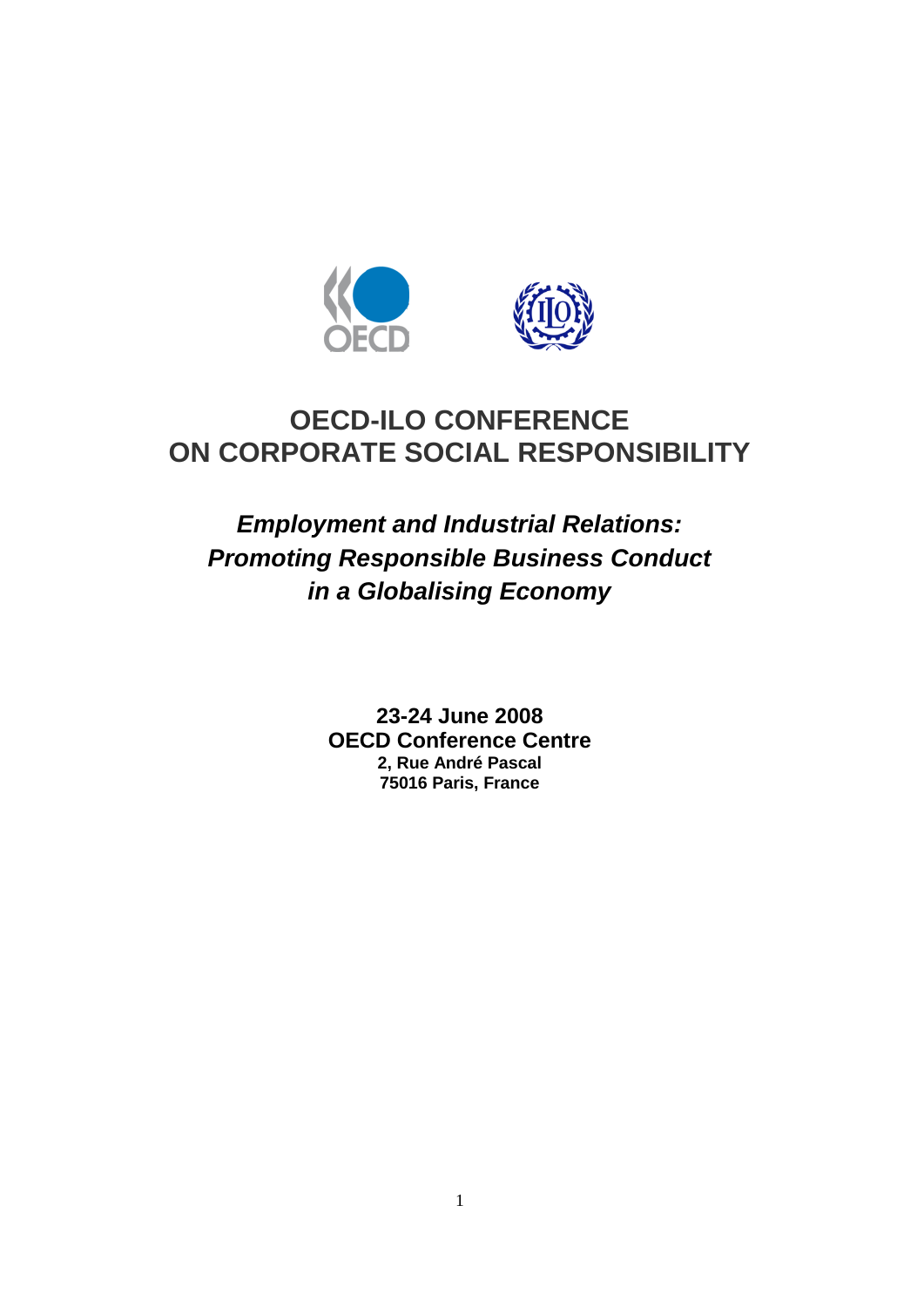# OECD-ILO CONFERENCE ON CORPORATE SOCIAL RESPONSIBILITY

## *Employment and Industrial Relations: Promoting Responsible Business Conduct in a Globalising Economy*

**23-24 June 2008**
**OECD Conference Centre**
**2, Rue André Pascal**
**75016 Paris, France**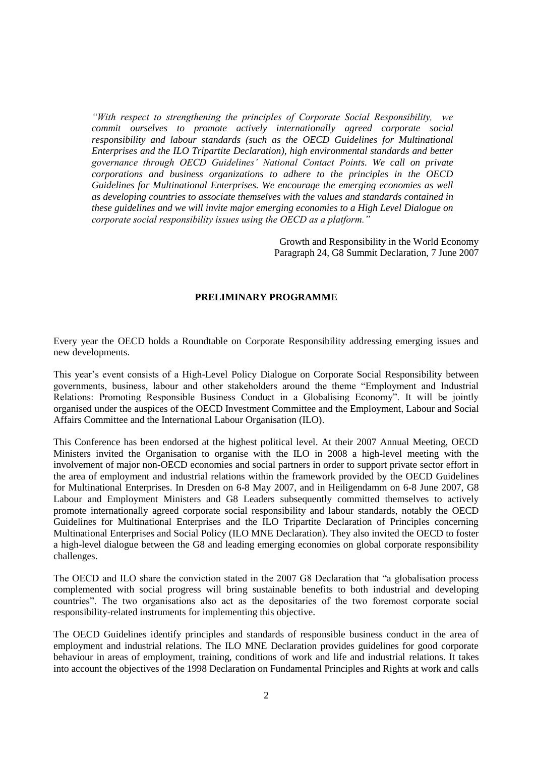*"With respect to strengthening the principles of Corporate Social Responsibility, we commit ourselves to promote actively internationally agreed corporate social responsibility and labour standards (such as the OECD Guidelines for Multinational Enterprises and the ILO Tripartite Declaration), high environmental standards and better governance through OECD Guidelines' National Contact Points. We call on private corporations and business organizations to adhere to the principles in the OECD Guidelines for Multinational Enterprises. We encourage the emerging economies as well as developing countries to associate themselves with the values and standards contained in these guidelines and we will invite major emerging economies to a High Level Dialogue on corporate social responsibility issues using the OECD as a platform."*

Growth and Responsibility in the World Economy
Paragraph 24, G8 Summit Declaration, 7 June 2007

## PRELIMINARY PROGRAMME

Every year the OECD holds a Roundtable on Corporate Responsibility addressing emerging issues and new developments.

This year's event consists of a High-Level Policy Dialogue on Corporate Social Responsibility between governments, business, labour and other stakeholders around the theme "Employment and Industrial Relations: Promoting Responsible Business Conduct in a Globalising Economy". It will be jointly organised under the auspices of the OECD Investment Committee and the Employment, Labour and Social Affairs Committee and the International Labour Organisation (ILO).

This Conference has been endorsed at the highest political level. At their 2007 Annual Meeting, OECD Ministers invited the Organisation to organise with the ILO in 2008 a high-level meeting with the involvement of major non-OECD economies and social partners in order to support private sector effort in the area of employment and industrial relations within the framework provided by the OECD Guidelines for Multinational Enterprises. In Dresden on 6-8 May 2007, and in Heiligendamm on 6-8 June 2007, G8 Labour and Employment Ministers and G8 Leaders subsequently committed themselves to actively promote internationally agreed corporate social responsibility and labour standards, notably the OECD Guidelines for Multinational Enterprises and the ILO Tripartite Declaration of Principles concerning Multinational Enterprises and Social Policy (ILO MNE Declaration). They also invited the OECD to foster a high-level dialogue between the G8 and leading emerging economies on global corporate responsibility challenges.

The OECD and ILO share the conviction stated in the 2007 G8 Declaration that "a globalisation process complemented with social progress will bring sustainable benefits to both industrial and developing countries". The two organisations also act as the depositaries of the two foremost corporate social responsibility-related instruments for implementing this objective.

The OECD Guidelines identify principles and standards of responsible business conduct in the area of employment and industrial relations. The ILO MNE Declaration provides guidelines for good corporate behaviour in areas of employment, training, conditions of work and life and industrial relations. It takes into account the objectives of the 1998 Declaration on Fundamental Principles and Rights at work and calls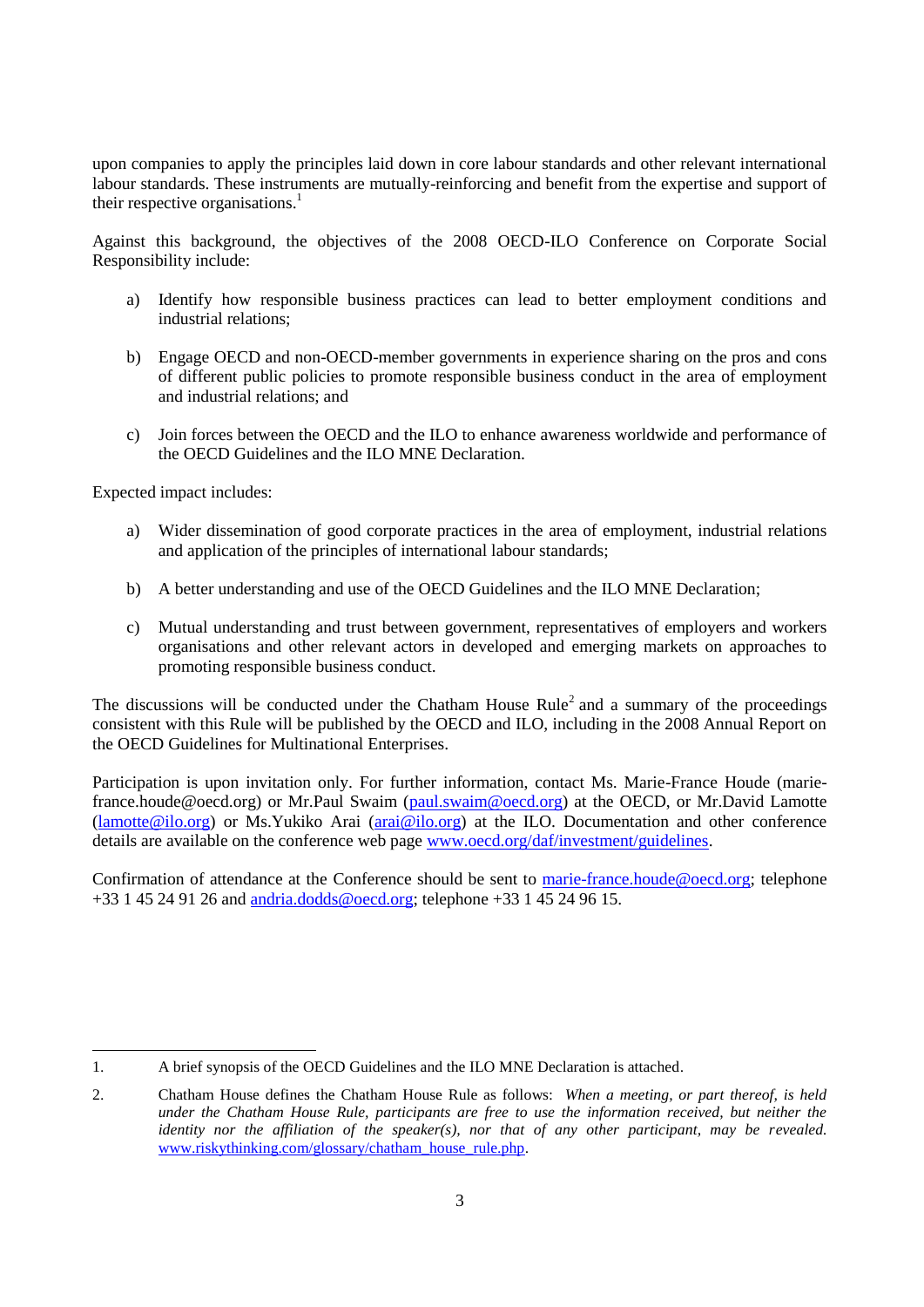upon companies to apply the principles laid down in core labour standards and other relevant international labour standards. These instruments are mutually-reinforcing and benefit from the expertise and support of their respective organisations.[1]

Against this background, the objectives of the 2008 OECD-ILO Conference on Corporate Social Responsibility include:

a) Identify how responsible business practices can lead to better employment conditions and industrial relations;

b) Engage OECD and non-OECD-member governments in experience sharing on the pros and cons of different public policies to promote responsible business conduct in the area of employment and industrial relations; and

c) Join forces between the OECD and the ILO to enhance awareness worldwide and performance of the OECD Guidelines and the ILO MNE Declaration.

Expected impact includes:

a) Wider dissemination of good corporate practices in the area of employment, industrial relations and application of the principles of international labour standards;

b) A better understanding and use of the OECD Guidelines and the ILO MNE Declaration;

c) Mutual understanding and trust between government, representatives of employers and workers organisations and other relevant actors in developed and emerging markets on approaches to promoting responsible business conduct.

The discussions will be conducted under the Chatham House Rule[2] and a summary of the proceedings consistent with this Rule will be published by the OECD and ILO, including in the 2008 Annual Report on the OECD Guidelines for Multinational Enterprises.

Participation is upon invitation only. For further information, contact Ms. Marie-France Houde (marie-france.houde@oecd.org) or Mr.Paul Swaim (paul.swaim@oecd.org) at the OECD, or Mr.David Lamotte (lamotte@ilo.org) or Ms.Yukiko Arai (arai@ilo.org) at the ILO. Documentation and other conference details are available on the conference web page www.oecd.org/daf/investment/guidelines.

Confirmation of attendance at the Conference should be sent to marie-france.houde@oecd.org; telephone +33 1 45 24 91 26 and andria.dodds@oecd.org; telephone +33 1 45 24 96 15.

---

1. A brief synopsis of the OECD Guidelines and the ILO MNE Declaration is attached.

2. Chatham House defines the Chatham House Rule as follows: *When a meeting, or part thereof, is held under the Chatham House Rule, participants are free to use the information received, but neither the identity nor the affiliation of the speaker(s), nor that of any other participant, may be revealed.* www.riskythinking.com/glossary/chatham_house_rule.php.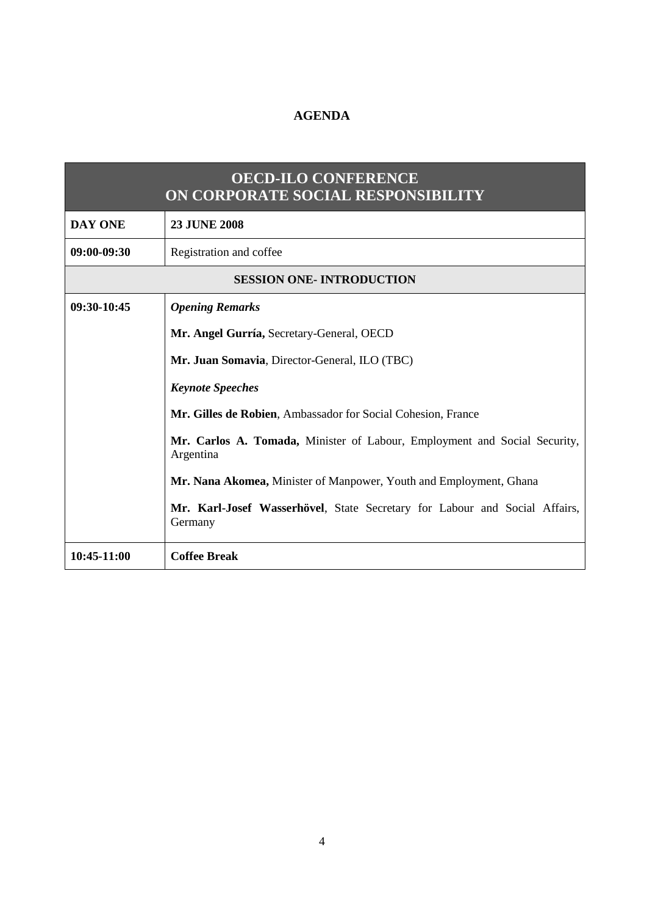# AGENDA

| OECD-ILO CONFERENCE ON CORPORATE SOCIAL RESPONSIBILITY | |
|---|---|
| **DAY ONE** | **23 JUNE 2008** |
| **09:00-09:30** | Registration and coffee |
| **SESSION ONE- INTRODUCTION** | |
| **09:30-10:45** | ***Opening Remarks***<br><br>**Mr. Angel Gurría,** Secretary-General, OECD<br><br>**Mr. Juan Somavia**, Director-General, ILO (TBC)<br><br>***Keynote Speeches***<br><br>**Mr. Gilles de Robien**, Ambassador for Social Cohesion, France<br><br>**Mr. Carlos A. Tomada,** Minister of Labour, Employment and Social Security, Argentina<br><br>**Mr. Nana Akomea,** Minister of Manpower, Youth and Employment, Ghana<br><br>**Mr. Karl-Josef Wasserhövel**, State Secretary for Labour and Social Affairs, Germany |
| **10:45-11:00** | **Coffee Break** |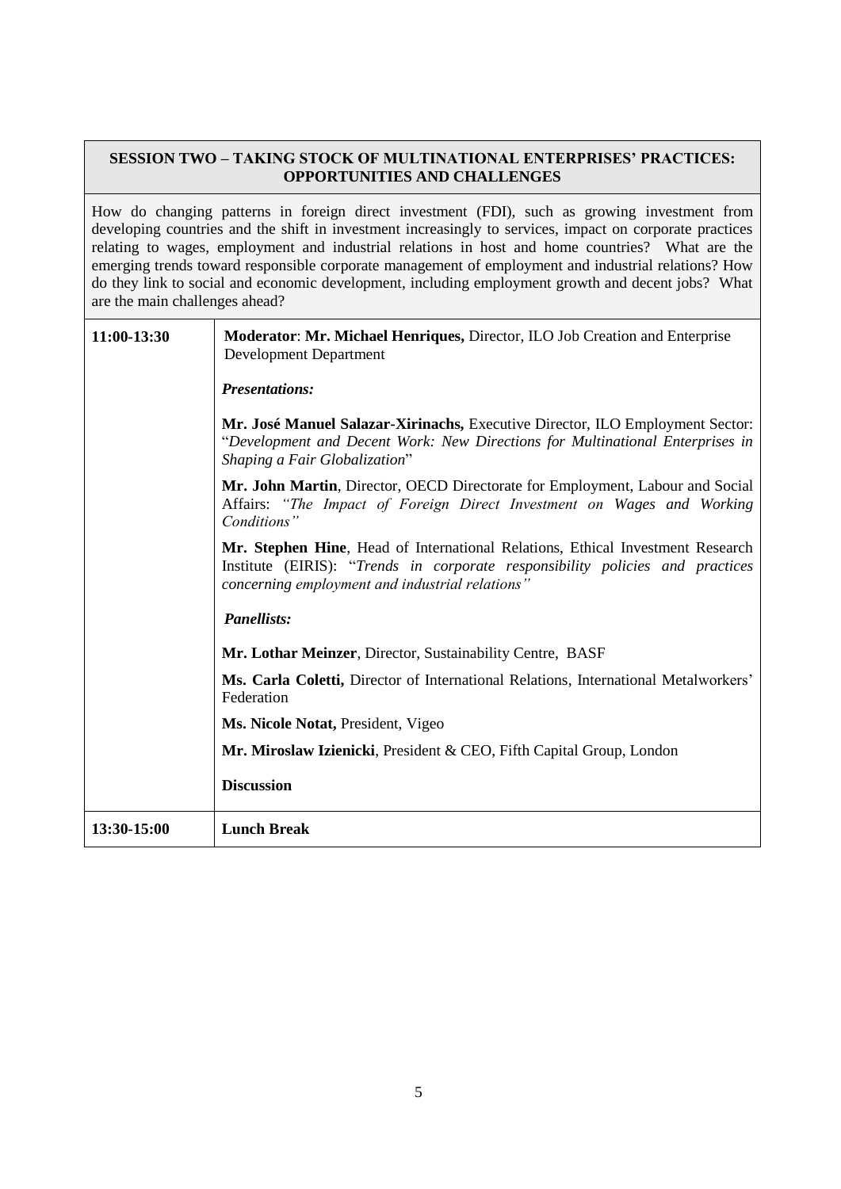## SESSION TWO – TAKING STOCK OF MULTINATIONAL ENTERPRISES' PRACTICES: OPPORTUNITIES AND CHALLENGES

How do changing patterns in foreign direct investment (FDI), such as growing investment from developing countries and the shift in investment increasingly to services, impact on corporate practices relating to wages, employment and industrial relations in host and home countries? What are the emerging trends toward responsible corporate management of employment and industrial relations? How do they link to social and economic development, including employment growth and decent jobs? What are the main challenges ahead?

| | |
|---|---|
| **11:00-13:30** | **Moderator**: **Mr. Michael Henriques,** Director, ILO Job Creation and Enterprise Development Department<br><br>***Presentations:***<br><br>**Mr. José Manuel Salazar-Xirinachs,** Executive Director, ILO Employment Sector: "*Development and Decent Work: New Directions for Multinational Enterprises in Shaping a Fair Globalization*"<br><br>**Mr. John Martin**, Director, OECD Directorate for Employment, Labour and Social Affairs: *"The Impact of Foreign Direct Investment on Wages and Working Conditions"*<br><br>**Mr. Stephen Hine**, Head of International Relations, Ethical Investment Research Institute (EIRIS): "*Trends in corporate responsibility policies and practices concerning employment and industrial relations"*<br><br>***Panellists:***<br><br>**Mr. Lothar Meinzer**, Director, Sustainability Centre, BASF<br><br>**Ms. Carla Coletti,** Director of International Relations, International Metalworkers' Federation<br><br>**Ms. Nicole Notat,** President, Vigeo<br><br>**Mr. Miroslaw Izienicki**, President & CEO, Fifth Capital Group, London<br><br>**Discussion** |
| **13:30-15:00** | **Lunch Break** |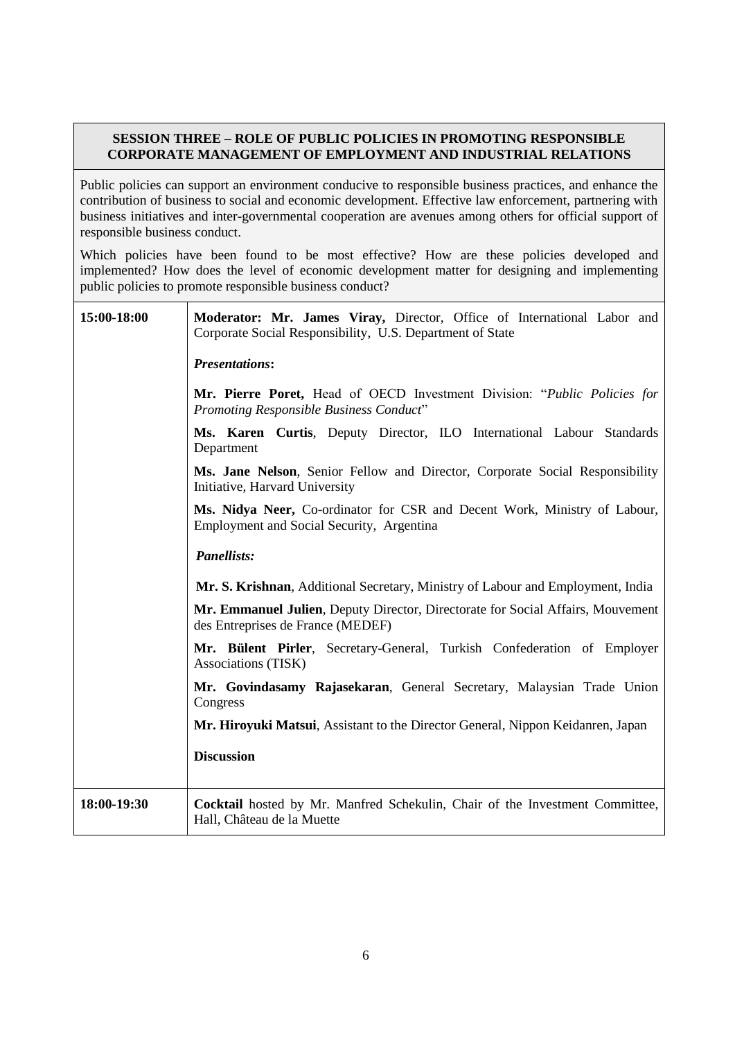## SESSION THREE – ROLE OF PUBLIC POLICIES IN PROMOTING RESPONSIBLE CORPORATE MANAGEMENT OF EMPLOYMENT AND INDUSTRIAL RELATIONS

Public policies can support an environment conducive to responsible business practices, and enhance the contribution of business to social and economic development. Effective law enforcement, partnering with business initiatives and inter-governmental cooperation are avenues among others for official support of responsible business conduct.

Which policies have been found to be most effective? How are these policies developed and implemented? How does the level of economic development matter for designing and implementing public policies to promote responsible business conduct?

| | |
|---|---|
| **15:00-18:00** | **Moderator: Mr. James Viray,** Director, Office of International Labor and Corporate Social Responsibility, U.S. Department of State<br><br>***Presentations*:**<br><br>**Mr. Pierre Poret,** Head of OECD Investment Division: "*Public Policies for Promoting Responsible Business Conduct*"<br><br>**Ms. Karen Curtis**, Deputy Director, ILO International Labour Standards Department<br><br>**Ms. Jane Nelson**, Senior Fellow and Director, Corporate Social Responsibility Initiative, Harvard University<br><br>**Ms. Nidya Neer,** Co-ordinator for CSR and Decent Work, Ministry of Labour, Employment and Social Security, Argentina<br><br>***Panellists:***<br><br>**Mr. S. Krishnan**, Additional Secretary, Ministry of Labour and Employment, India<br><br>**Mr. Emmanuel Julien**, Deputy Director, Directorate for Social Affairs, Mouvement des Entreprises de France (MEDEF)<br><br>**Mr. Bülent Pirler**, Secretary-General, Turkish Confederation of Employer Associations (TISK)<br><br>**Mr. Govindasamy Rajasekaran**, General Secretary, Malaysian Trade Union Congress<br><br>**Mr. Hiroyuki Matsui**, Assistant to the Director General, Nippon Keidanren, Japan<br><br>**Discussion** |
| **18:00-19:30** | **Cocktail** hosted by Mr. Manfred Schekulin, Chair of the Investment Committee, Hall, Château de la Muette |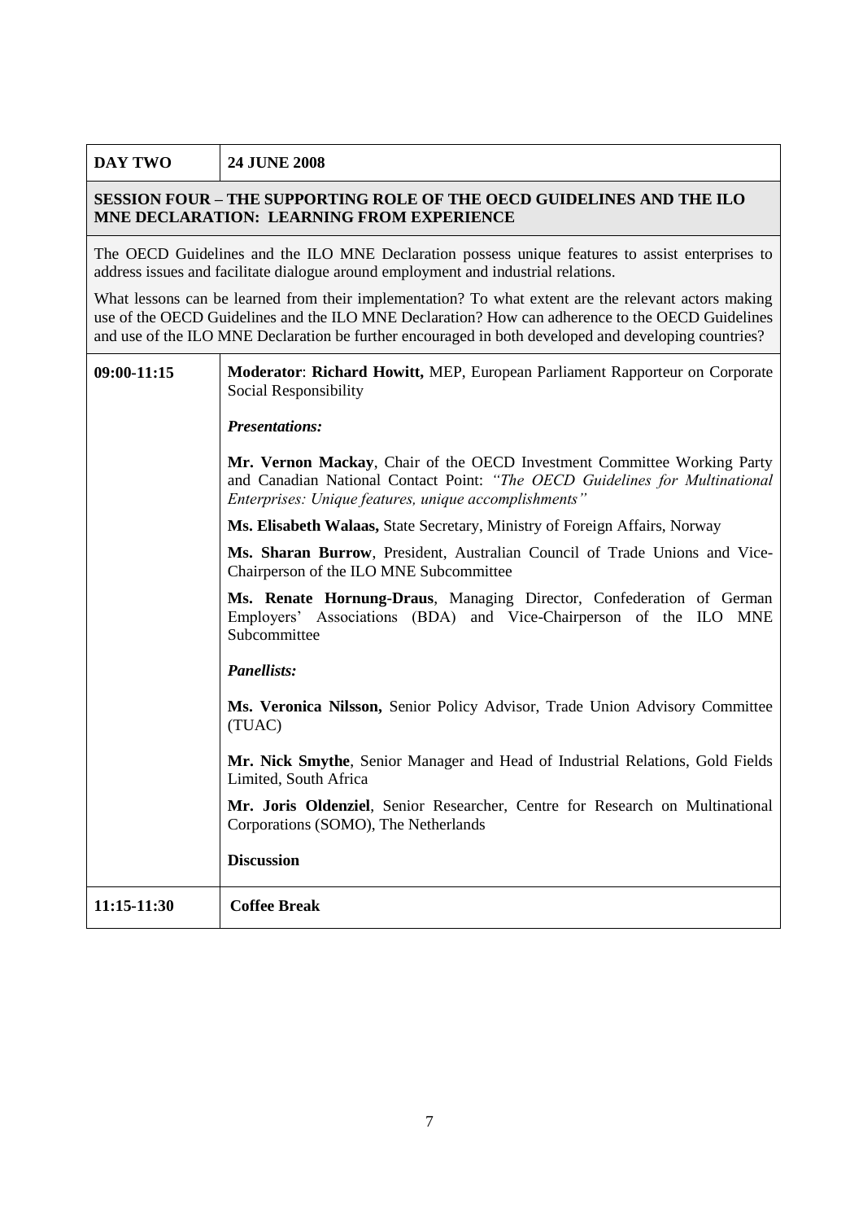| DAY TWO | 24 JUNE 2008 |
|---|---|
| **SESSION FOUR – THE SUPPORTING ROLE OF THE OECD GUIDELINES AND THE ILO MNE DECLARATION: LEARNING FROM EXPERIENCE** | |
| The OECD Guidelines and the ILO MNE Declaration possess unique features to assist enterprises to address issues and facilitate dialogue around employment and industrial relations.<br><br>What lessons can be learned from their implementation? To what extent are the relevant actors making use of the OECD Guidelines and the ILO MNE Declaration? How can adherence to the OECD Guidelines and use of the ILO MNE Declaration be further encouraged in both developed and developing countries? | |
| **09:00-11:15** | **Moderator**: **Richard Howitt,** MEP, European Parliament Rapporteur on Corporate Social Responsibility<br><br>***Presentations:***<br><br>**Mr. Vernon Mackay**, Chair of the OECD Investment Committee Working Party and Canadian National Contact Point: *"The OECD Guidelines for Multinational Enterprises: Unique features, unique accomplishments"*<br><br>**Ms. Elisabeth Walaas,** State Secretary, Ministry of Foreign Affairs, Norway<br><br>**Ms. Sharan Burrow**, President, Australian Council of Trade Unions and Vice-Chairperson of the ILO MNE Subcommittee<br><br>**Ms. Renate Hornung-Draus**, Managing Director, Confederation of German Employers' Associations (BDA) and Vice-Chairperson of the ILO MNE Subcommittee<br><br>***Panellists:***<br><br>**Ms. Veronica Nilsson,** Senior Policy Advisor, Trade Union Advisory Committee (TUAC)<br><br>**Mr. Nick Smythe**, Senior Manager and Head of Industrial Relations, Gold Fields Limited, South Africa<br><br>**Mr. Joris Oldenziel**, Senior Researcher, Centre for Research on Multinational Corporations (SOMO), The Netherlands<br><br>**Discussion** |
| **11:15-11:30** | **Coffee Break** |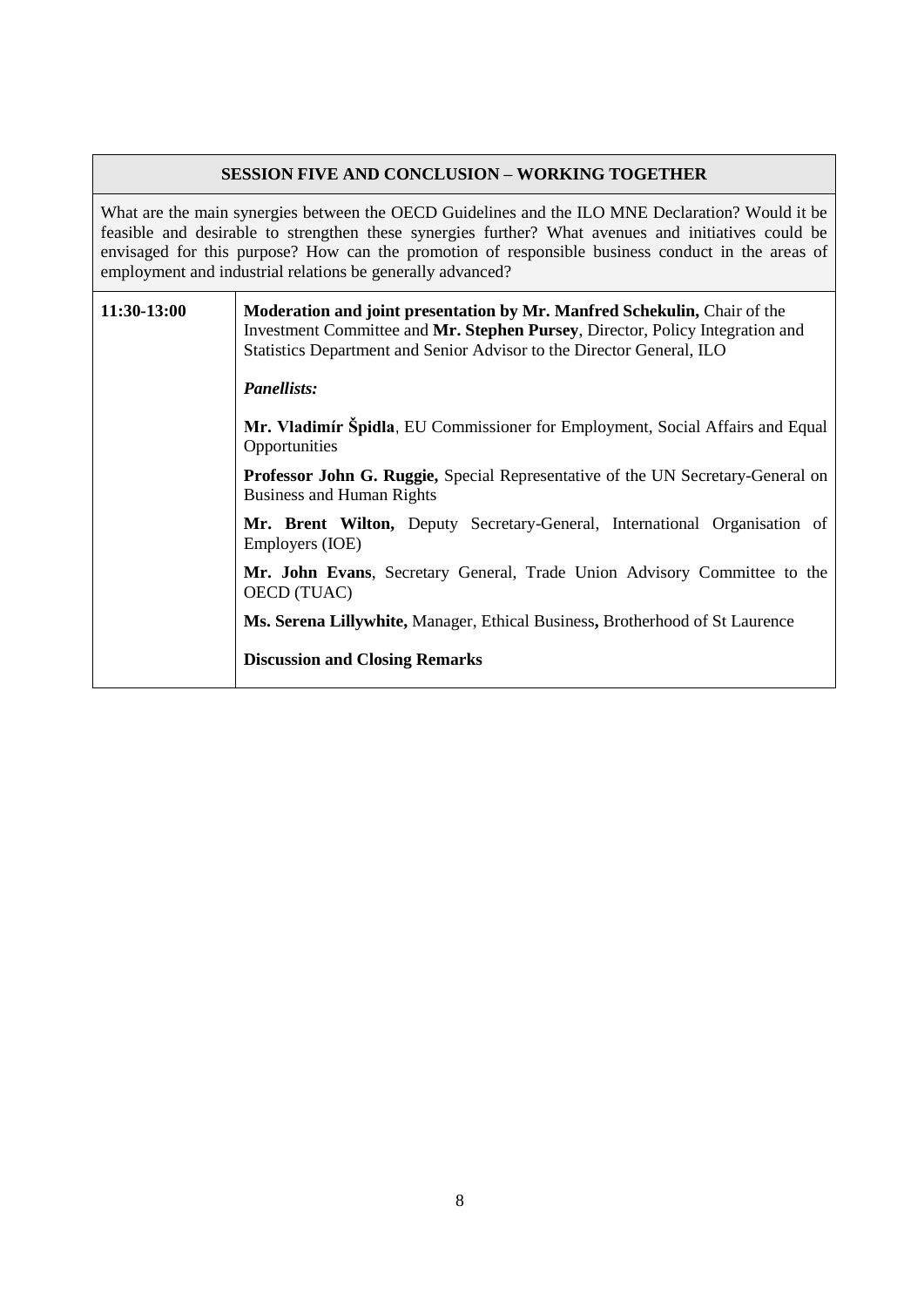| **SESSION FIVE AND CONCLUSION – WORKING TOGETHER** | |
|---|---|
| What are the main synergies between the OECD Guidelines and the ILO MNE Declaration? Would it be feasible and desirable to strengthen these synergies further? What avenues and initiatives could be envisaged for this purpose? How can the promotion of responsible business conduct in the areas of employment and industrial relations be generally advanced? | |
| **11:30-13:00** | **Moderation and joint presentation by Mr. Manfred Schekulin,** Chair of the Investment Committee and **Mr. Stephen Pursey**, Director, Policy Integration and Statistics Department and Senior Advisor to the Director General, ILO |
| | ***Panellists:*** |
| | **Mr. Vladimír Špidla**, EU Commissioner for Employment, Social Affairs and Equal Opportunities |
| | **Professor John G. Ruggie,** Special Representative of the UN Secretary-General on Business and Human Rights |
| | **Mr. Brent Wilton,** Deputy Secretary-General, International Organisation of Employers (IOE) |
| | **Mr. John Evans**, Secretary General, Trade Union Advisory Committee to the OECD (TUAC) |
| | **Ms. Serena Lillywhite,** Manager, Ethical Business**,** Brotherhood of St Laurence |
| | **Discussion and Closing Remarks** |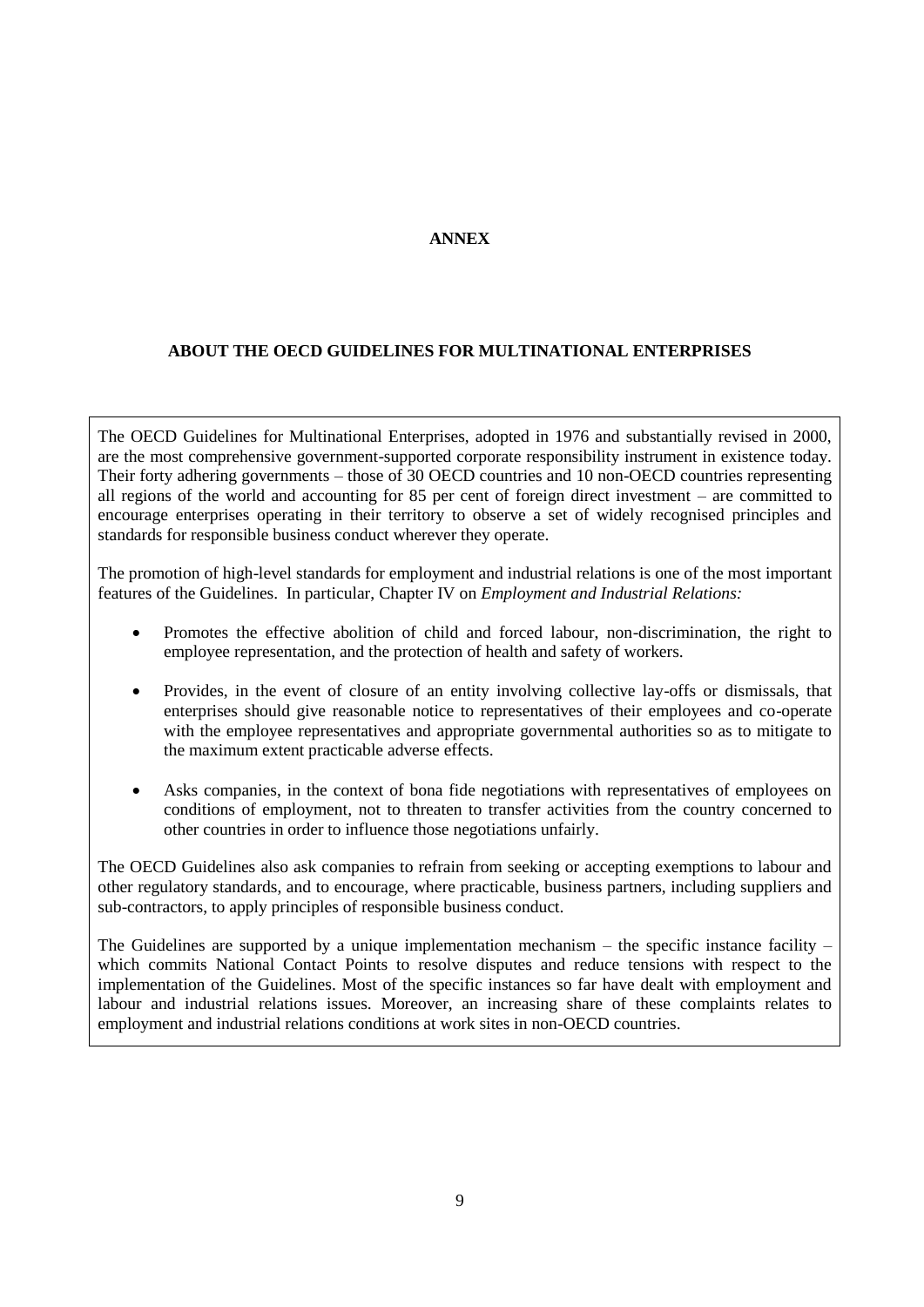# ANNEX

## ABOUT THE OECD GUIDELINES FOR MULTINATIONAL ENTERPRISES

The OECD Guidelines for Multinational Enterprises, adopted in 1976 and substantially revised in 2000, are the most comprehensive government-supported corporate responsibility instrument in existence today. Their forty adhering governments – those of 30 OECD countries and 10 non-OECD countries representing all regions of the world and accounting for 85 per cent of foreign direct investment – are committed to encourage enterprises operating in their territory to observe a set of widely recognised principles and standards for responsible business conduct wherever they operate.

The promotion of high-level standards for employment and industrial relations is one of the most important features of the Guidelines. In particular, Chapter IV on *Employment and Industrial Relations:*

- Promotes the effective abolition of child and forced labour, non-discrimination, the right to employee representation, and the protection of health and safety of workers.
- Provides, in the event of closure of an entity involving collective lay-offs or dismissals, that enterprises should give reasonable notice to representatives of their employees and co-operate with the employee representatives and appropriate governmental authorities so as to mitigate to the maximum extent practicable adverse effects.
- Asks companies, in the context of bona fide negotiations with representatives of employees on conditions of employment, not to threaten to transfer activities from the country concerned to other countries in order to influence those negotiations unfairly.

The OECD Guidelines also ask companies to refrain from seeking or accepting exemptions to labour and other regulatory standards, and to encourage, where practicable, business partners, including suppliers and sub-contractors, to apply principles of responsible business conduct.

The Guidelines are supported by a unique implementation mechanism – the specific instance facility – which commits National Contact Points to resolve disputes and reduce tensions with respect to the implementation of the Guidelines. Most of the specific instances so far have dealt with employment and labour and industrial relations issues. Moreover, an increasing share of these complaints relates to employment and industrial relations conditions at work sites in non-OECD countries.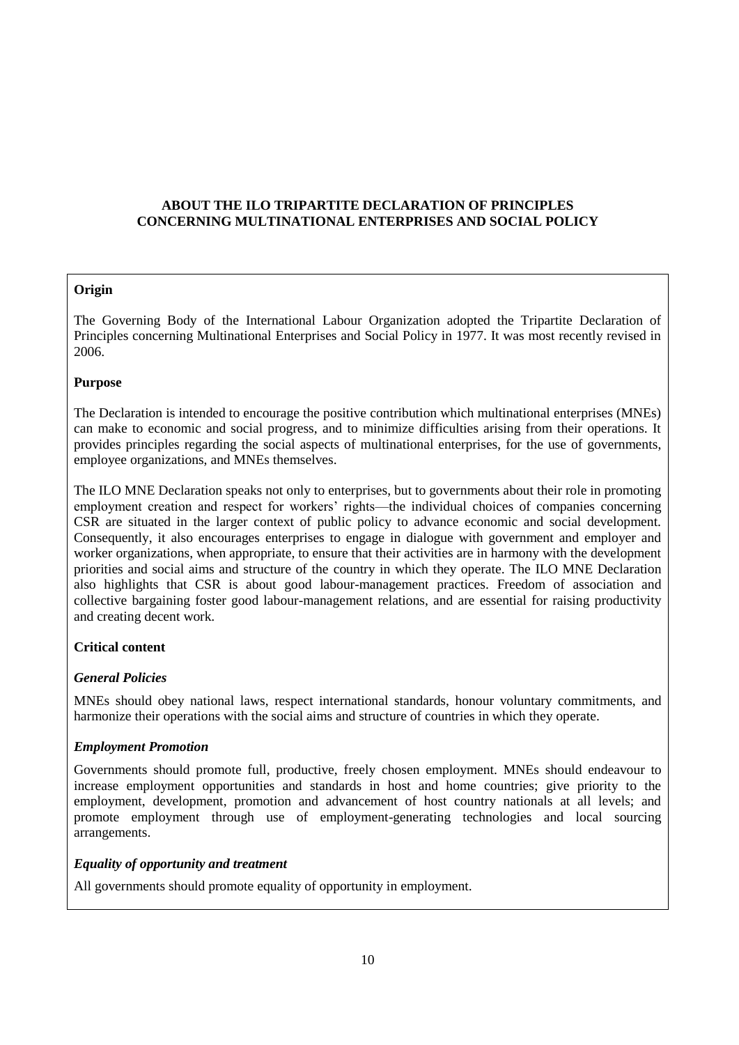## ABOUT THE ILO TRIPARTITE DECLARATION OF PRINCIPLES CONCERNING MULTINATIONAL ENTERPRISES AND SOCIAL POLICY

### Origin

The Governing Body of the International Labour Organization adopted the Tripartite Declaration of Principles concerning Multinational Enterprises and Social Policy in 1977. It was most recently revised in 2006.

### Purpose

The Declaration is intended to encourage the positive contribution which multinational enterprises (MNEs) can make to economic and social progress, and to minimize difficulties arising from their operations. It provides principles regarding the social aspects of multinational enterprises, for the use of governments, employee organizations, and MNEs themselves.

The ILO MNE Declaration speaks not only to enterprises, but to governments about their role in promoting employment creation and respect for workers' rights—the individual choices of companies concerning CSR are situated in the larger context of public policy to advance economic and social development. Consequently, it also encourages enterprises to engage in dialogue with government and employer and worker organizations, when appropriate, to ensure that their activities are in harmony with the development priorities and social aims and structure of the country in which they operate. The ILO MNE Declaration also highlights that CSR is about good labour-management practices. Freedom of association and collective bargaining foster good labour-management relations, and are essential for raising productivity and creating decent work.

### Critical content

#### *General Policies*

MNEs should obey national laws, respect international standards, honour voluntary commitments, and harmonize their operations with the social aims and structure of countries in which they operate.

#### *Employment Promotion*

Governments should promote full, productive, freely chosen employment. MNEs should endeavour to increase employment opportunities and standards in host and home countries; give priority to the employment, development, promotion and advancement of host country nationals at all levels; and promote employment through use of employment-generating technologies and local sourcing arrangements.

#### *Equality of opportunity and treatment*

All governments should promote equality of opportunity in employment.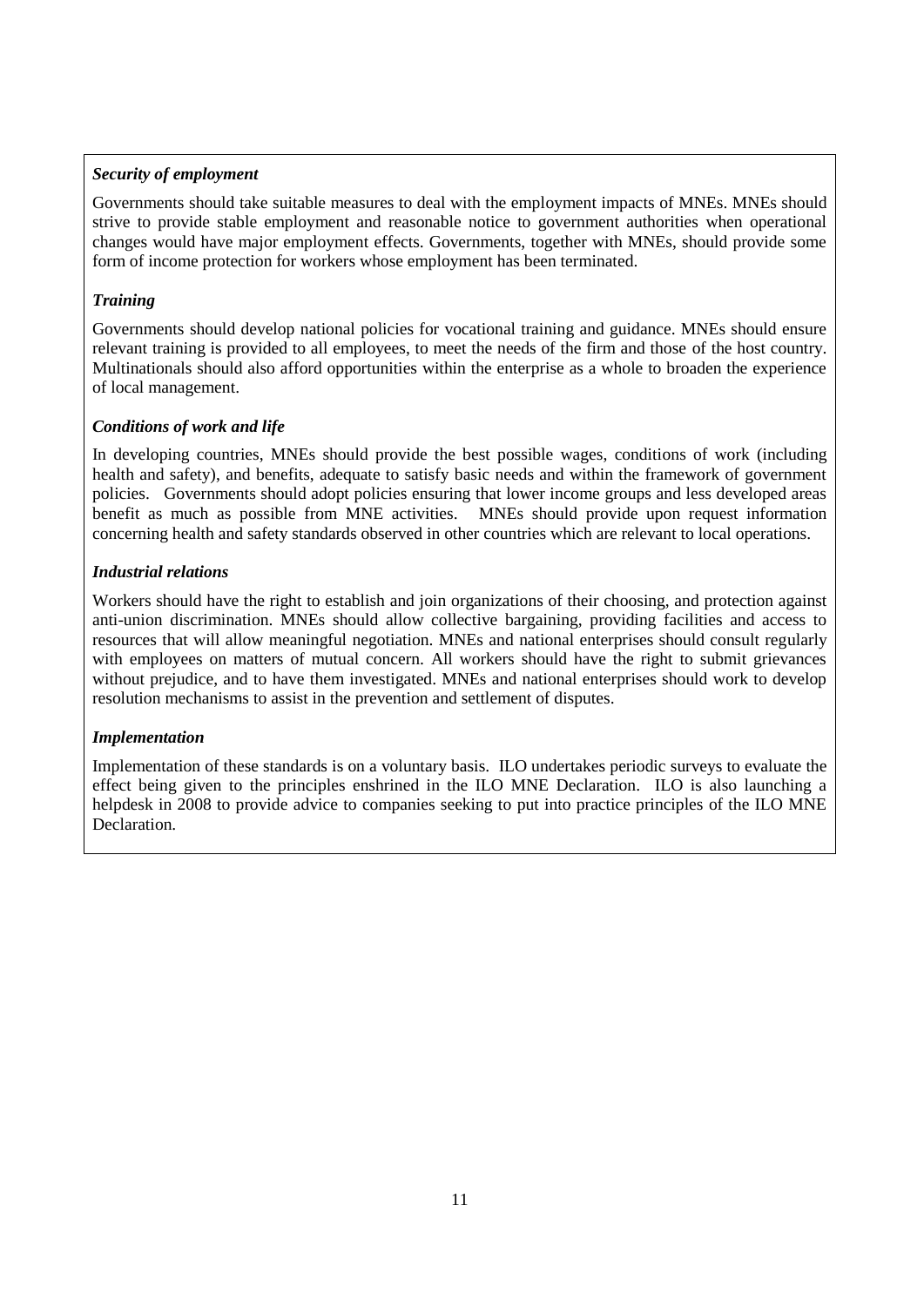***Security of employment***

Governments should take suitable measures to deal with the employment impacts of MNEs. MNEs should strive to provide stable employment and reasonable notice to government authorities when operational changes would have major employment effects. Governments, together with MNEs, should provide some form of income protection for workers whose employment has been terminated.

***Training***

Governments should develop national policies for vocational training and guidance. MNEs should ensure relevant training is provided to all employees, to meet the needs of the firm and those of the host country. Multinationals should also afford opportunities within the enterprise as a whole to broaden the experience of local management.

***Conditions of work and life***

In developing countries, MNEs should provide the best possible wages, conditions of work (including health and safety), and benefits, adequate to satisfy basic needs and within the framework of government policies. Governments should adopt policies ensuring that lower income groups and less developed areas benefit as much as possible from MNE activities. MNEs should provide upon request information concerning health and safety standards observed in other countries which are relevant to local operations.

***Industrial relations***

Workers should have the right to establish and join organizations of their choosing, and protection against anti-union discrimination. MNEs should allow collective bargaining, providing facilities and access to resources that will allow meaningful negotiation. MNEs and national enterprises should consult regularly with employees on matters of mutual concern. All workers should have the right to submit grievances without prejudice, and to have them investigated. MNEs and national enterprises should work to develop resolution mechanisms to assist in the prevention and settlement of disputes.

***Implementation***

Implementation of these standards is on a voluntary basis. ILO undertakes periodic surveys to evaluate the effect being given to the principles enshrined in the ILO MNE Declaration. ILO is also launching a helpdesk in 2008 to provide advice to companies seeking to put into practice principles of the ILO MNE Declaration.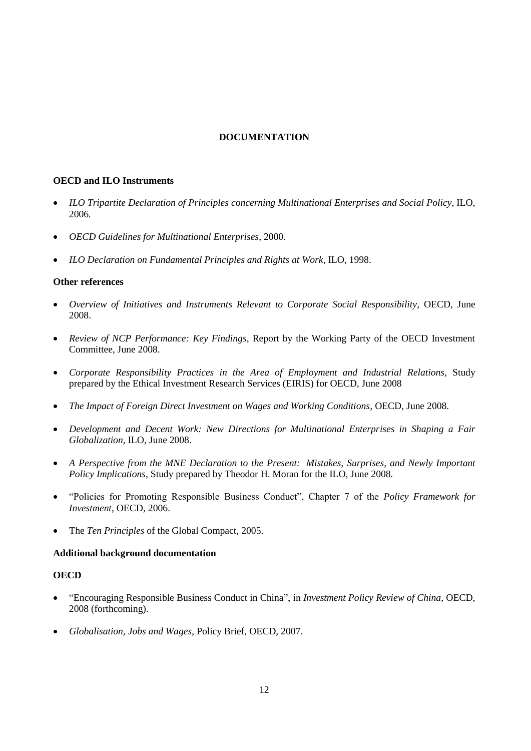# DOCUMENTATION

**OECD and ILO Instruments**

- *ILO Tripartite Declaration of Principles concerning Multinational Enterprises and Social Policy*, ILO, 2006.
- *OECD Guidelines for Multinational Enterprises*, 2000.
- *ILO Declaration on Fundamental Principles and Rights at Work*, ILO, 1998.

**Other references**

- *Overview of Initiatives and Instruments Relevant to Corporate Social Responsibility*, OECD, June 2008.
- *Review of NCP Performance: Key Findings*, Report by the Working Party of the OECD Investment Committee, June 2008.
- *Corporate Responsibility Practices in the Area of Employment and Industrial Relations*, Study prepared by the Ethical Investment Research Services (EIRIS) for OECD, June 2008
- *The Impact of Foreign Direct Investment on Wages and Working Conditions*, OECD, June 2008.
- *Development and Decent Work: New Directions for Multinational Enterprises in Shaping a Fair Globalization*, ILO, June 2008.
- *A Perspective from the MNE Declaration to the Present: Mistakes, Surprises, and Newly Important Policy Implications*, Study prepared by Theodor H. Moran for the ILO, June 2008.
- "Policies for Promoting Responsible Business Conduct", Chapter 7 of the *Policy Framework for Investment*, OECD, 2006.
- The *Ten Principles* of the Global Compact, 2005.

**Additional background documentation**

**OECD**

- "Encouraging Responsible Business Conduct in China", in *Investment Policy Review of China*, OECD, 2008 (forthcoming).
- *Globalisation, Jobs and Wages*, Policy Brief, OECD, 2007.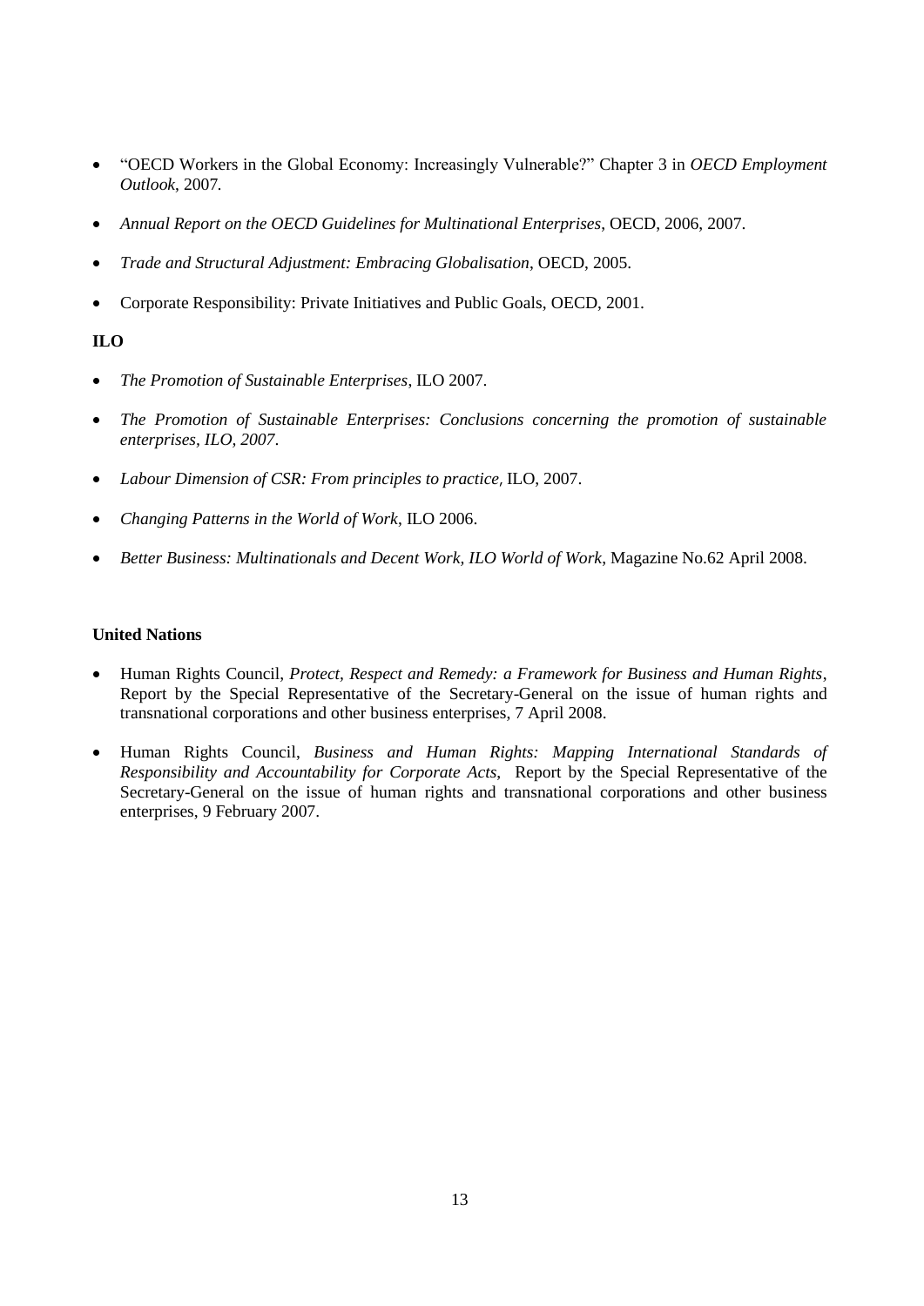- "OECD Workers in the Global Economy: Increasingly Vulnerable?" Chapter 3 in *OECD Employment Outlook*, 2007.
- *Annual Report on the OECD Guidelines for Multinational Enterprises*, OECD, 2006, 2007.
- *Trade and Structural Adjustment: Embracing Globalisation*, OECD, 2005.
- Corporate Responsibility: Private Initiatives and Public Goals, OECD, 2001.

**ILO**

- *The Promotion of Sustainable Enterprises*, ILO 2007.
- *The Promotion of Sustainable Enterprises: Conclusions concerning the promotion of sustainable enterprises, ILO, 2007*.
- *Labour Dimension of CSR: From principles to practice,* ILO, 2007.
- *Changing Patterns in the World of Work*, ILO 2006.
- *Better Business: Multinationals and Decent Work, ILO World of Work*, Magazine No.62 April 2008.

**United Nations**

- Human Rights Council, *Protect, Respect and Remedy: a Framework for Business and Human Rights*, Report by the Special Representative of the Secretary-General on the issue of human rights and transnational corporations and other business enterprises, 7 April 2008.
- Human Rights Council, *Business and Human Rights: Mapping International Standards of Responsibility and Accountability for Corporate Acts*, Report by the Special Representative of the Secretary-General on the issue of human rights and transnational corporations and other business enterprises, 9 February 2007.